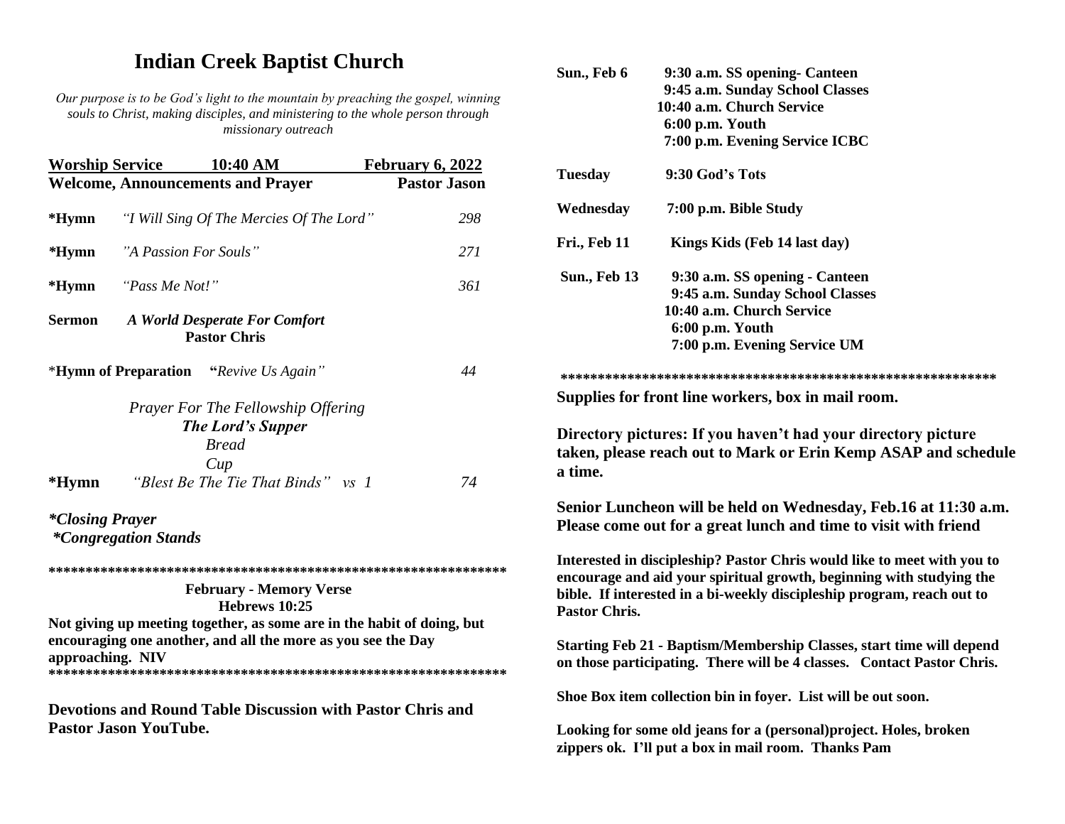# Indian Creek Baptist Church

*Our purpose is to be God's light to the mountain by preaching the gospel, winning souls to Christ, making disciples, and ministering to the whole person through missionary outreach*

**Worship Service 10:40 AM February 6, 2022**

**Welcome, Announcements and Prayer — Pastor Jason**

| | | |
|---|---|---|
| **\*Hymn** | *"I Will Sing Of The Mercies Of The Lord"* | *298* |
| **\*Hymn** | *"A Passion For Souls"* | *271* |
| **\*Hymn** | *"Pass Me Not!"* | *361* |

**Sermon** ***A World Desperate For Comfort***
**Pastor Chris**

\***Hymn of Preparation** **"***Revive Us Again"* *44*

*Prayer For The Fellowship Offering*

***The Lord's Supper***

*Bread*

*Cup*

**\*Hymn** *"Blest Be The Tie That Binds" vs 1* *74*

***\*Closing Prayer***

***\*Congregation Stands***

\*\*\*\*\*\*\*\*\*\*\*\*\*\*\*\*\*\*\*\*\*\*\*\*\*\*\*\*\*\*\*\*\*\*\*\*\*\*\*\*\*\*\*\*\*\*\*\*\*\*\*\*\*\*\*\*\*\*\*\*\*\*\*

**February - Memory Verse**
**Hebrews 10:25**

**Not giving up meeting together, as some are in the habit of doing, but encouraging one another, and all the more as you see the Day approaching. NIV**

\*\*\*\*\*\*\*\*\*\*\*\*\*\*\*\*\*\*\*\*\*\*\*\*\*\*\*\*\*\*\*\*\*\*\*\*\*\*\*\*\*\*\*\*\*\*\*\*\*\*\*\*\*\*\*\*\*\*\*\*\*\*\*

**Devotions and Round Table Discussion with Pastor Chris and Pastor Jason YouTube.**

**Sun., Feb 6**
- **9:30 a.m. SS opening- Canteen**
- **9:45 a.m. Sunday School Classes**
- **10:40 a.m. Church Service**
- **6:00 p.m. Youth**
- **7:00 p.m. Evening Service ICBC**

**Tuesday** — **9:30 God's Tots**

**Wednesday** — **7:00 p.m. Bible Study**

**Fri., Feb 11** — **Kings Kids (Feb 14 last day)**

**Sun., Feb 13**
- **9:30 a.m. SS opening - Canteen**
- **9:45 a.m. Sunday School Classes**
- **10:40 a.m. Church Service**
- **6:00 p.m. Youth**
- **7:00 p.m. Evening Service UM**

\*\*\*\*\*\*\*\*\*\*\*\*\*\*\*\*\*\*\*\*\*\*\*\*\*\*\*\*\*\*\*\*\*\*\*\*\*\*\*\*\*\*\*\*\*\*\*\*\*\*\*\*\*\*\*\*\*\*\*\*

**Supplies for front line workers, box in mail room.**

**Directory pictures: If you haven't had your directory picture taken, please reach out to Mark or Erin Kemp ASAP and schedule a time.**

**Senior Luncheon will be held on Wednesday, Feb.16 at 11:30 a.m. Please come out for a great lunch and time to visit with friend**

**Interested in discipleship? Pastor Chris would like to meet with you to encourage and aid your spiritual growth, beginning with studying the bible. If interested in a bi-weekly discipleship program, reach out to Pastor Chris.**

**Starting Feb 21 - Baptism/Membership Classes, start time will depend on those participating. There will be 4 classes. Contact Pastor Chris.**

**Shoe Box item collection bin in foyer. List will be out soon.**

**Looking for some old jeans for a (personal)project. Holes, broken zippers ok. I'll put a box in mail room. Thanks Pam**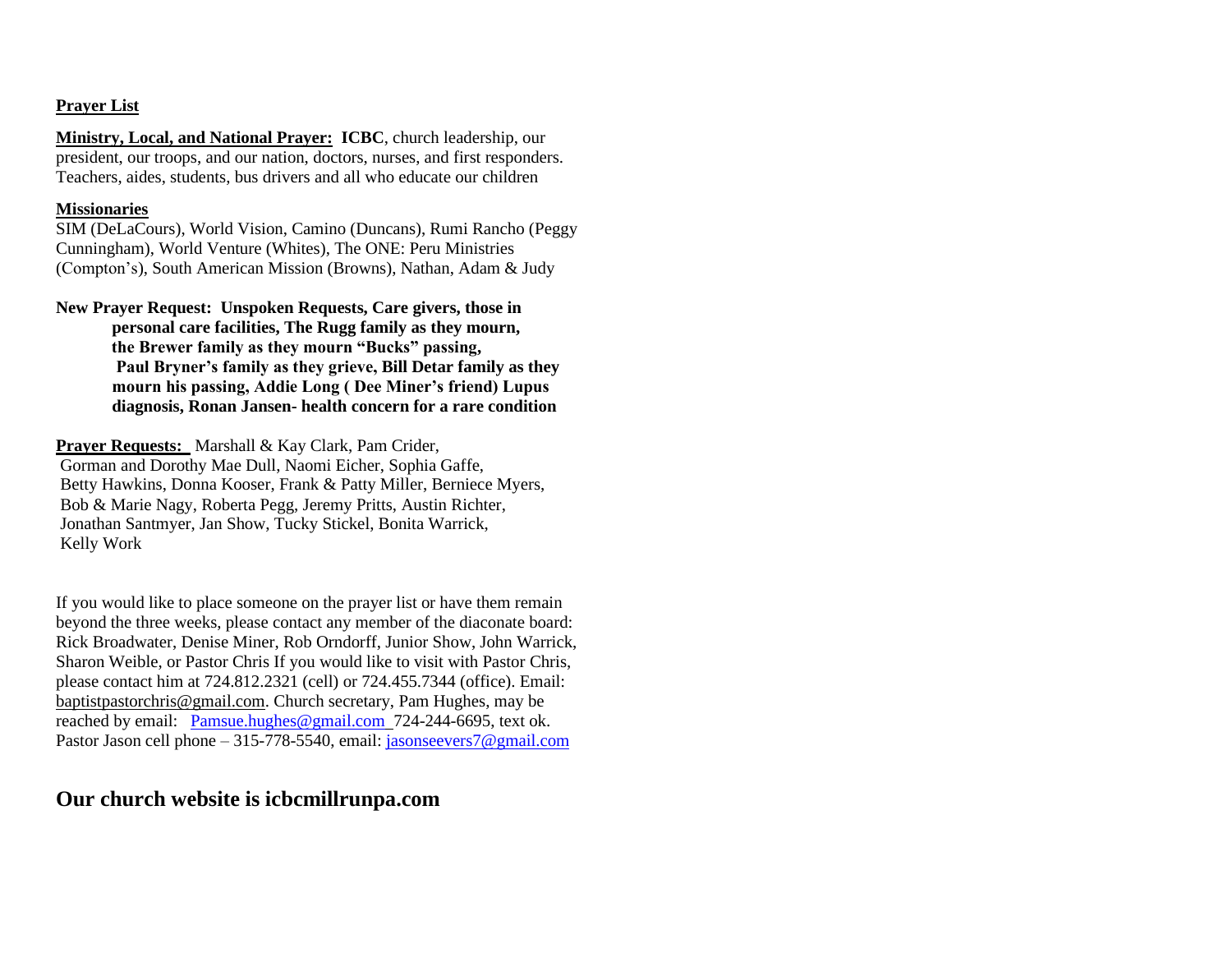**Prayer List**

**Ministry, Local, and National Prayer: ICBC**, church leadership, our president, our troops, and our nation, doctors, nurses, and first responders. Teachers, aides, students, bus drivers and all who educate our children

**Missionaries**

SIM (DeLaCours), World Vision, Camino (Duncans), Rumi Rancho (Peggy Cunningham), World Venture (Whites), The ONE: Peru Ministries (Compton's), South American Mission (Browns), Nathan, Adam & Judy

**New Prayer Request: Unspoken Requests, Care givers, those in personal care facilities, The Rugg family as they mourn, the Brewer family as they mourn "Bucks" passing, Paul Bryner's family as they grieve, Bill Detar family as they mourn his passing, Addie Long ( Dee Miner's friend) Lupus diagnosis, Ronan Jansen- health concern for a rare condition**

**Prayer Requests:** Marshall & Kay Clark, Pam Crider, Gorman and Dorothy Mae Dull, Naomi Eicher, Sophia Gaffe, Betty Hawkins, Donna Kooser, Frank & Patty Miller, Berniece Myers, Bob & Marie Nagy, Roberta Pegg, Jeremy Pritts, Austin Richter, Jonathan Santmyer, Jan Show, Tucky Stickel, Bonita Warrick, Kelly Work

If you would like to place someone on the prayer list or have them remain beyond the three weeks, please contact any member of the diaconate board: Rick Broadwater, Denise Miner, Rob Orndorff, Junior Show, John Warrick, Sharon Weible, or Pastor Chris If you would like to visit with Pastor Chris, please contact him at 724.812.2321 (cell) or 724.455.7344 (office). Email: baptistpastorchris@gmail.com. Church secretary, Pam Hughes, may be reached by email: Pamsue.hughes@gmail.com 724-244-6695, text ok. Pastor Jason cell phone – 315-778-5540, email: jasonseevers7@gmail.com

## Our church website is icbcmillrunpa.com